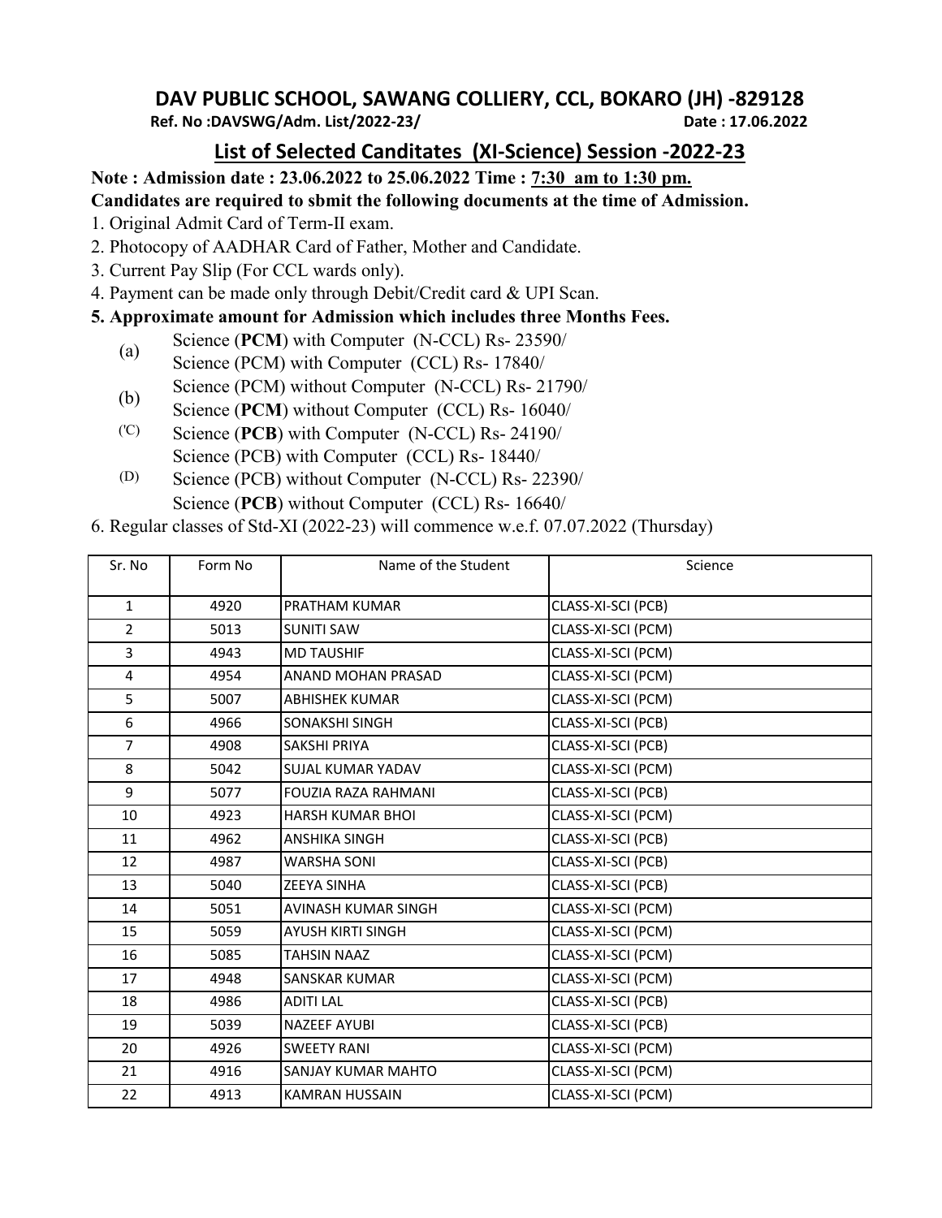# DAV PUBLIC SCHOOL, SAWANG COLLIERY, CCL, BOKARO (JH) -829128

**Ref. No :DAVSWG/Adm. List/2022-23/** **Date : 17.06.2022**

## List of Selected Canditates (XI-Science) Session -2022-23

**Note : Admission date : 23.06.2022 to 25.06.2022 Time : 7:30 am to 1:30 pm.**

**Candidates are required to sbmit the following documents at the time of Admission.**

1. Original Admit Card of Term-II exam.
2. Photocopy of AADHAR Card of Father, Mother and Candidate.
3. Current Pay Slip (For CCL wards only).
4. Payment can be made only through Debit/Credit card & UPI Scan.
5. **Approximate amount for Admission which includes three Months Fees.**
   - (a) Science (**PCM**) with Computer (N-CCL) Rs- 23590/
     Science (PCM) with Computer (CCL) Rs- 17840/
   - (b) Science (PCM) without Computer (N-CCL) Rs- 21790/
     Science (**PCM**) without Computer (CCL) Rs- 16040/
   - ('C) Science (**PCB**) with Computer (N-CCL) Rs- 24190/
     Science (PCB) with Computer (CCL) Rs- 18440/
   - (D) Science (PCB) without Computer (N-CCL) Rs- 22390/
     Science (**PCB**) without Computer (CCL) Rs- 16640/
6. Regular classes of Std-XI (2022-23) will commence w.e.f. 07.07.2022 (Thursday)

| Sr. No | Form No | Name of the Student | Science |
|---|---|---|---|
| 1 | 4920 | PRATHAM KUMAR | CLASS-XI-SCI (PCB) |
| 2 | 5013 | SUNITI SAW | CLASS-XI-SCI (PCM) |
| 3 | 4943 | MD TAUSHIF | CLASS-XI-SCI (PCM) |
| 4 | 4954 | ANAND MOHAN PRASAD | CLASS-XI-SCI (PCM) |
| 5 | 5007 | ABHISHEK KUMAR | CLASS-XI-SCI (PCM) |
| 6 | 4966 | SONAKSHI SINGH | CLASS-XI-SCI (PCB) |
| 7 | 4908 | SAKSHI PRIYA | CLASS-XI-SCI (PCB) |
| 8 | 5042 | SUJAL KUMAR YADAV | CLASS-XI-SCI (PCM) |
| 9 | 5077 | FOUZIA RAZA RAHMANI | CLASS-XI-SCI (PCB) |
| 10 | 4923 | HARSH KUMAR BHOI | CLASS-XI-SCI (PCM) |
| 11 | 4962 | ANSHIKA SINGH | CLASS-XI-SCI (PCB) |
| 12 | 4987 | WARSHA SONI | CLASS-XI-SCI (PCB) |
| 13 | 5040 | ZEEYA SINHA | CLASS-XI-SCI (PCB) |
| 14 | 5051 | AVINASH KUMAR SINGH | CLASS-XI-SCI (PCM) |
| 15 | 5059 | AYUSH KIRTI SINGH | CLASS-XI-SCI (PCM) |
| 16 | 5085 | TAHSIN NAAZ | CLASS-XI-SCI (PCM) |
| 17 | 4948 | SANSKAR KUMAR | CLASS-XI-SCI (PCM) |
| 18 | 4986 | ADITI LAL | CLASS-XI-SCI (PCB) |
| 19 | 5039 | NAZEEF AYUBI | CLASS-XI-SCI (PCB) |
| 20 | 4926 | SWEETY RANI | CLASS-XI-SCI (PCM) |
| 21 | 4916 | SANJAY KUMAR MAHTO | CLASS-XI-SCI (PCM) |
| 22 | 4913 | KAMRAN HUSSAIN | CLASS-XI-SCI (PCM) |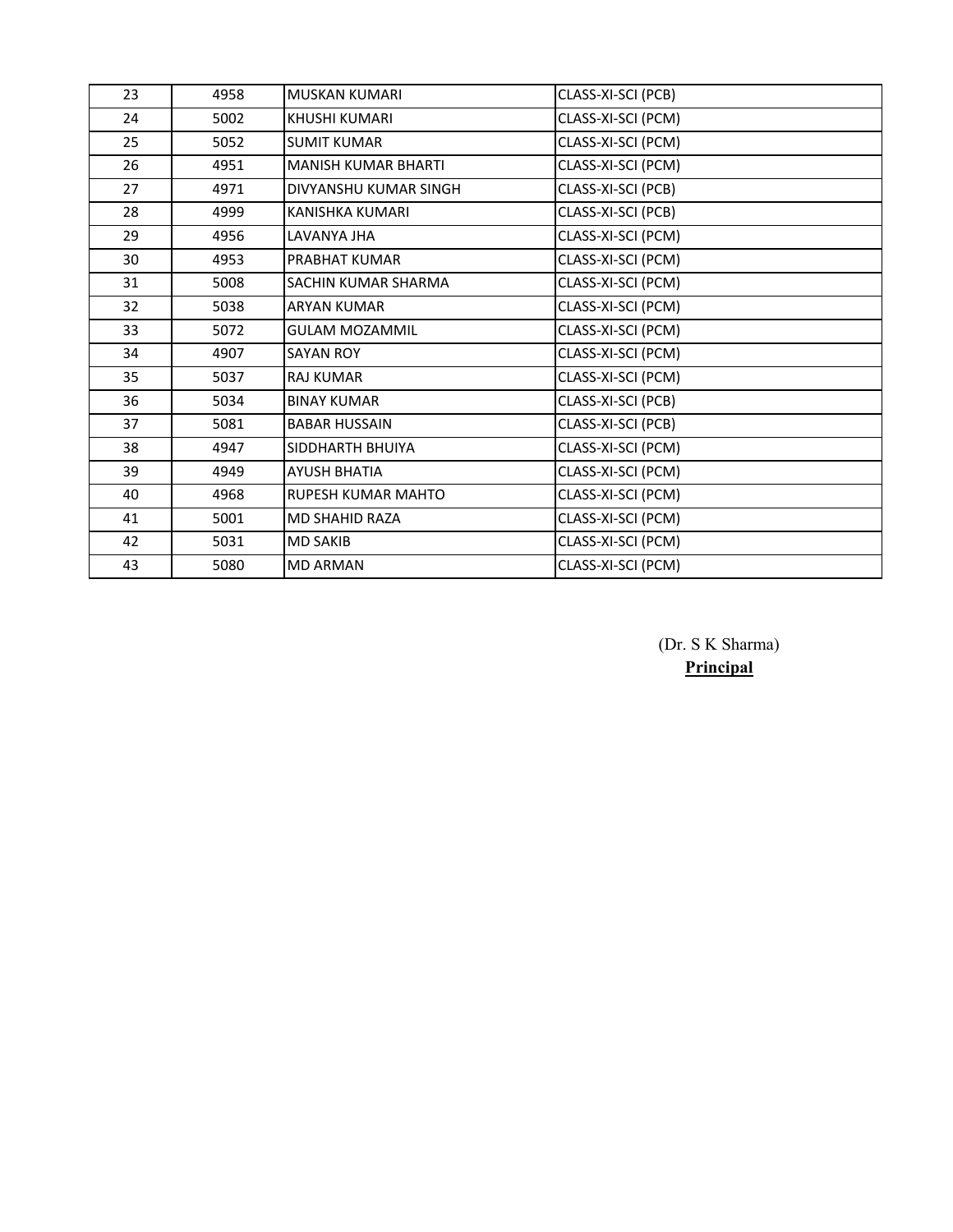| | | | |
|---|---|---|---|
| 23 | 4958 | MUSKAN KUMARI | CLASS-XI-SCI (PCB) |
| 24 | 5002 | KHUSHI KUMARI | CLASS-XI-SCI (PCM) |
| 25 | 5052 | SUMIT KUMAR | CLASS-XI-SCI (PCM) |
| 26 | 4951 | MANISH KUMAR BHARTI | CLASS-XI-SCI (PCM) |
| 27 | 4971 | DIVYANSHU KUMAR SINGH | CLASS-XI-SCI (PCB) |
| 28 | 4999 | KANISHKA KUMARI | CLASS-XI-SCI (PCB) |
| 29 | 4956 | LAVANYA JHA | CLASS-XI-SCI (PCM) |
| 30 | 4953 | PRABHAT KUMAR | CLASS-XI-SCI (PCM) |
| 31 | 5008 | SACHIN KUMAR SHARMA | CLASS-XI-SCI (PCM) |
| 32 | 5038 | ARYAN KUMAR | CLASS-XI-SCI (PCM) |
| 33 | 5072 | GULAM MOZAMMIL | CLASS-XI-SCI (PCM) |
| 34 | 4907 | SAYAN ROY | CLASS-XI-SCI (PCM) |
| 35 | 5037 | RAJ KUMAR | CLASS-XI-SCI (PCM) |
| 36 | 5034 | BINAY KUMAR | CLASS-XI-SCI (PCB) |
| 37 | 5081 | BABAR HUSSAIN | CLASS-XI-SCI (PCB) |
| 38 | 4947 | SIDDHARTH BHUIYA | CLASS-XI-SCI (PCM) |
| 39 | 4949 | AYUSH BHATIA | CLASS-XI-SCI (PCM) |
| 40 | 4968 | RUPESH KUMAR MAHTO | CLASS-XI-SCI (PCM) |
| 41 | 5001 | MD SHAHID RAZA | CLASS-XI-SCI (PCM) |
| 42 | 5031 | MD SAKIB | CLASS-XI-SCI (PCM) |
| 43 | 5080 | MD ARMAN | CLASS-XI-SCI (PCM) |

(Dr. S K Sharma)
**Principal**